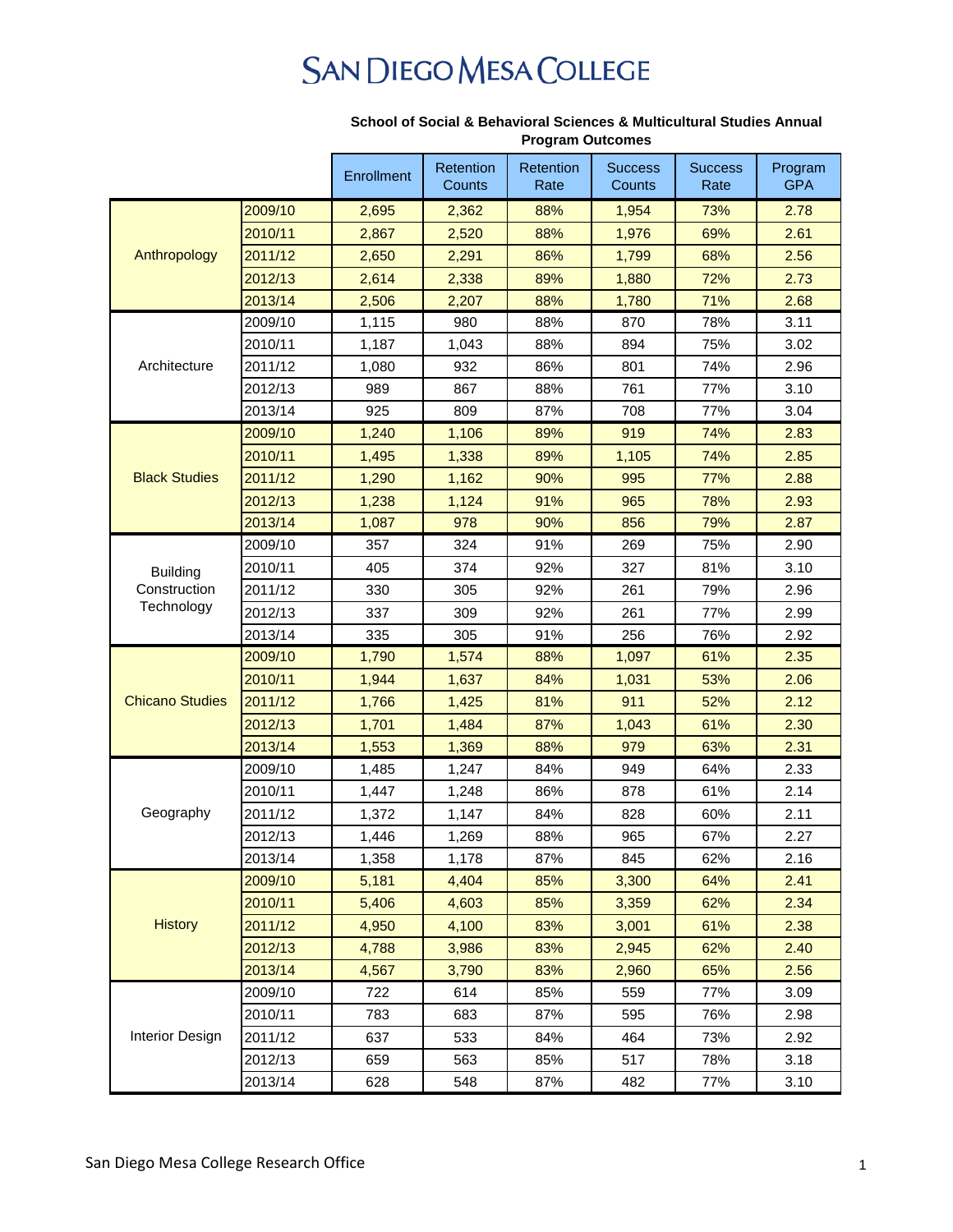# SAN DIEGO MESA COLLEGE

**School of Social & Behavioral Sciences & Multicultural Studies Annual Program Outcomes**

| | | Enrollment | Retention Counts | Retention Rate | Success Counts | Success Rate | Program GPA |
|---|---|---|---|---|---|---|---|
| Anthropology | 2009/10 | 2,695 | 2,362 | 88% | 1,954 | 73% | 2.78 |
| | 2010/11 | 2,867 | 2,520 | 88% | 1,976 | 69% | 2.61 |
| | 2011/12 | 2,650 | 2,291 | 86% | 1,799 | 68% | 2.56 |
| | 2012/13 | 2,614 | 2,338 | 89% | 1,880 | 72% | 2.73 |
| | 2013/14 | 2,506 | 2,207 | 88% | 1,780 | 71% | 2.68 |
| Architecture | 2009/10 | 1,115 | 980 | 88% | 870 | 78% | 3.11 |
| | 2010/11 | 1,187 | 1,043 | 88% | 894 | 75% | 3.02 |
| | 2011/12 | 1,080 | 932 | 86% | 801 | 74% | 2.96 |
| | 2012/13 | 989 | 867 | 88% | 761 | 77% | 3.10 |
| | 2013/14 | 925 | 809 | 87% | 708 | 77% | 3.04 |
| Black Studies | 2009/10 | 1,240 | 1,106 | 89% | 919 | 74% | 2.83 |
| | 2010/11 | 1,495 | 1,338 | 89% | 1,105 | 74% | 2.85 |
| | 2011/12 | 1,290 | 1,162 | 90% | 995 | 77% | 2.88 |
| | 2012/13 | 1,238 | 1,124 | 91% | 965 | 78% | 2.93 |
| | 2013/14 | 1,087 | 978 | 90% | 856 | 79% | 2.87 |
| Building Construction Technology | 2009/10 | 357 | 324 | 91% | 269 | 75% | 2.90 |
| | 2010/11 | 405 | 374 | 92% | 327 | 81% | 3.10 |
| | 2011/12 | 330 | 305 | 92% | 261 | 79% | 2.96 |
| | 2012/13 | 337 | 309 | 92% | 261 | 77% | 2.99 |
| | 2013/14 | 335 | 305 | 91% | 256 | 76% | 2.92 |
| Chicano Studies | 2009/10 | 1,790 | 1,574 | 88% | 1,097 | 61% | 2.35 |
| | 2010/11 | 1,944 | 1,637 | 84% | 1,031 | 53% | 2.06 |
| | 2011/12 | 1,766 | 1,425 | 81% | 911 | 52% | 2.12 |
| | 2012/13 | 1,701 | 1,484 | 87% | 1,043 | 61% | 2.30 |
| | 2013/14 | 1,553 | 1,369 | 88% | 979 | 63% | 2.31 |
| Geography | 2009/10 | 1,485 | 1,247 | 84% | 949 | 64% | 2.33 |
| | 2010/11 | 1,447 | 1,248 | 86% | 878 | 61% | 2.14 |
| | 2011/12 | 1,372 | 1,147 | 84% | 828 | 60% | 2.11 |
| | 2012/13 | 1,446 | 1,269 | 88% | 965 | 67% | 2.27 |
| | 2013/14 | 1,358 | 1,178 | 87% | 845 | 62% | 2.16 |
| History | 2009/10 | 5,181 | 4,404 | 85% | 3,300 | 64% | 2.41 |
| | 2010/11 | 5,406 | 4,603 | 85% | 3,359 | 62% | 2.34 |
| | 2011/12 | 4,950 | 4,100 | 83% | 3,001 | 61% | 2.38 |
| | 2012/13 | 4,788 | 3,986 | 83% | 2,945 | 62% | 2.40 |
| | 2013/14 | 4,567 | 3,790 | 83% | 2,960 | 65% | 2.56 |
| Interior Design | 2009/10 | 722 | 614 | 85% | 559 | 77% | 3.09 |
| | 2010/11 | 783 | 683 | 87% | 595 | 76% | 2.98 |
| | 2011/12 | 637 | 533 | 84% | 464 | 73% | 2.92 |
| | 2012/13 | 659 | 563 | 85% | 517 | 78% | 3.18 |
| | 2013/14 | 628 | 548 | 87% | 482 | 77% | 3.10 |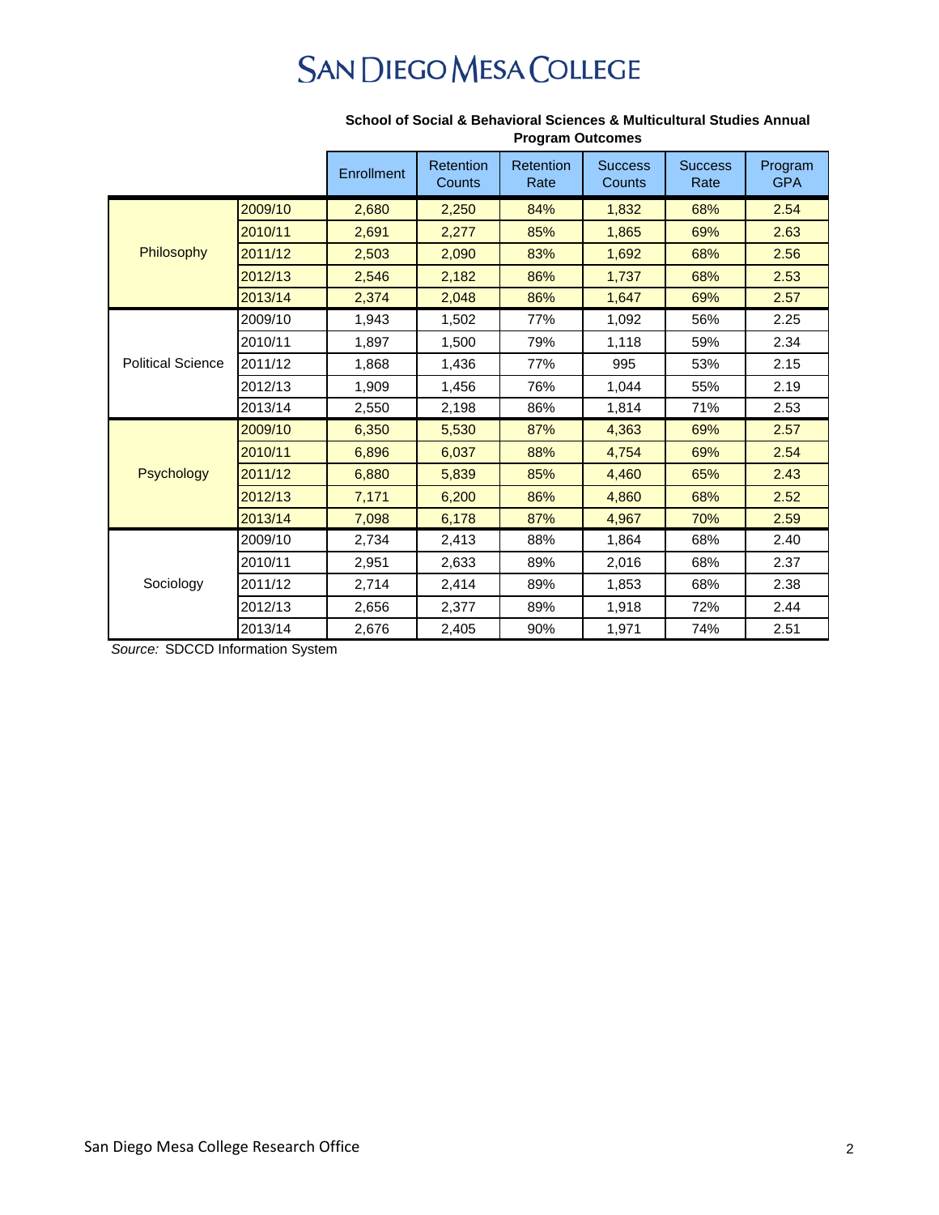# San Diego Mesa College

**School of Social & Behavioral Sciences & Multicultural Studies Annual Program Outcomes**

| | | Enrollment | Retention Counts | Retention Rate | Success Counts | Success Rate | Program GPA |
|---|---|---|---|---|---|---|---|
| Philosophy | 2009/10 | 2,680 | 2,250 | 84% | 1,832 | 68% | 2.54 |
| | 2010/11 | 2,691 | 2,277 | 85% | 1,865 | 69% | 2.63 |
| | 2011/12 | 2,503 | 2,090 | 83% | 1,692 | 68% | 2.56 |
| | 2012/13 | 2,546 | 2,182 | 86% | 1,737 | 68% | 2.53 |
| | 2013/14 | 2,374 | 2,048 | 86% | 1,647 | 69% | 2.57 |
| Political Science | 2009/10 | 1,943 | 1,502 | 77% | 1,092 | 56% | 2.25 |
| | 2010/11 | 1,897 | 1,500 | 79% | 1,118 | 59% | 2.34 |
| | 2011/12 | 1,868 | 1,436 | 77% | 995 | 53% | 2.15 |
| | 2012/13 | 1,909 | 1,456 | 76% | 1,044 | 55% | 2.19 |
| | 2013/14 | 2,550 | 2,198 | 86% | 1,814 | 71% | 2.53 |
| Psychology | 2009/10 | 6,350 | 5,530 | 87% | 4,363 | 69% | 2.57 |
| | 2010/11 | 6,896 | 6,037 | 88% | 4,754 | 69% | 2.54 |
| | 2011/12 | 6,880 | 5,839 | 85% | 4,460 | 65% | 2.43 |
| | 2012/13 | 7,171 | 6,200 | 86% | 4,860 | 68% | 2.52 |
| | 2013/14 | 7,098 | 6,178 | 87% | 4,967 | 70% | 2.59 |
| Sociology | 2009/10 | 2,734 | 2,413 | 88% | 1,864 | 68% | 2.40 |
| | 2010/11 | 2,951 | 2,633 | 89% | 2,016 | 68% | 2.37 |
| | 2011/12 | 2,714 | 2,414 | 89% | 1,853 | 68% | 2.38 |
| | 2012/13 | 2,656 | 2,377 | 89% | 1,918 | 72% | 2.44 |
| | 2013/14 | 2,676 | 2,405 | 90% | 1,971 | 74% | 2.51 |

*Source:* SDCCD Information System

San Diego Mesa College Research Office